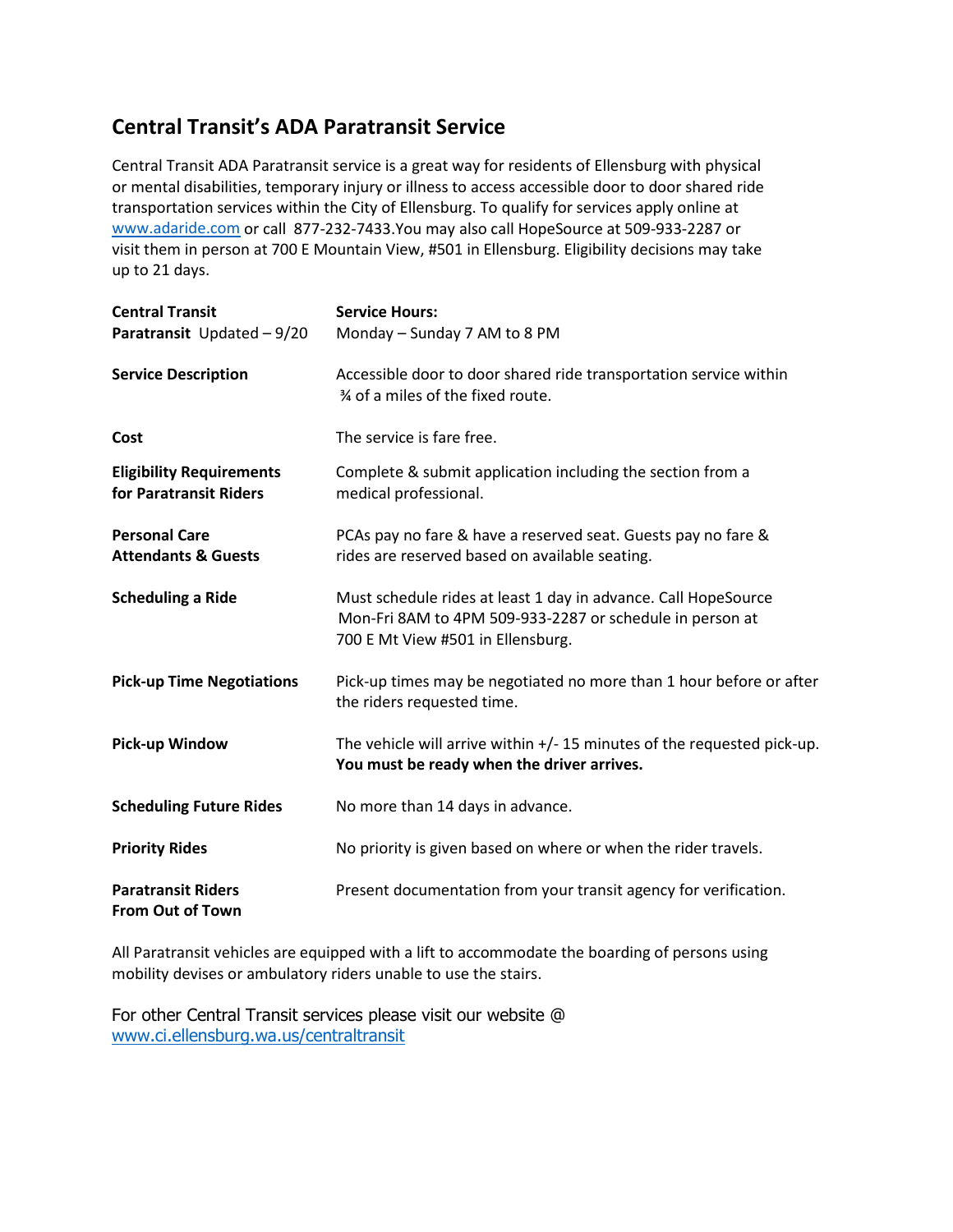# Central Transit's ADA Paratransit Service

Central Transit ADA Paratransit service is a great way for residents of Ellensburg with physical or mental disabilities, temporary injury or illness to access accessible door to door shared ride transportation services within the City of Ellensburg. To qualify for services apply online at [www.adaride.com](http://www.adaride.com) or call 877-232-7433.You may also call HopeSource at 509-933-2287 or visit them in person at 700 E Mountain View, #501 in Ellensburg. Eligibility decisions may take up to 21 days.

| **Central Transit Paratransit** Updated – 9/20 | **Service Hours:** Monday – Sunday 7 AM to 8 PM |
|---|---|
| **Service Description** | Accessible door to door shared ride transportation service within ¾ of a miles of the fixed route. |
| **Cost** | The service is fare free. |
| **Eligibility Requirements for Paratransit Riders** | Complete & submit application including the section from a medical professional. |
| **Personal Care Attendants & Guests** | PCAs pay no fare & have a reserved seat. Guests pay no fare & rides are reserved based on available seating. |
| **Scheduling a Ride** | Must schedule rides at least 1 day in advance. Call HopeSource Mon-Fri 8AM to 4PM 509-933-2287 or schedule in person at 700 E Mt View #501 in Ellensburg. |
| **Pick-up Time Negotiations** | Pick-up times may be negotiated no more than 1 hour before or after the riders requested time. |
| **Pick-up Window** | The vehicle will arrive within +/- 15 minutes of the requested pick-up. **You must be ready when the driver arrives.** |
| **Scheduling Future Rides** | No more than 14 days in advance. |
| **Priority Rides** | No priority is given based on where or when the rider travels. |
| **Paratransit Riders From Out of Town** | Present documentation from your transit agency for verification. |

All Paratransit vehicles are equipped with a lift to accommodate the boarding of persons using mobility devises or ambulatory riders unable to use the stairs.

For other Central Transit services please visit our website @ [www.ci.ellensburg.wa.us/centraltransit](http://www.ci.ellensburg.wa.us/centraltransit)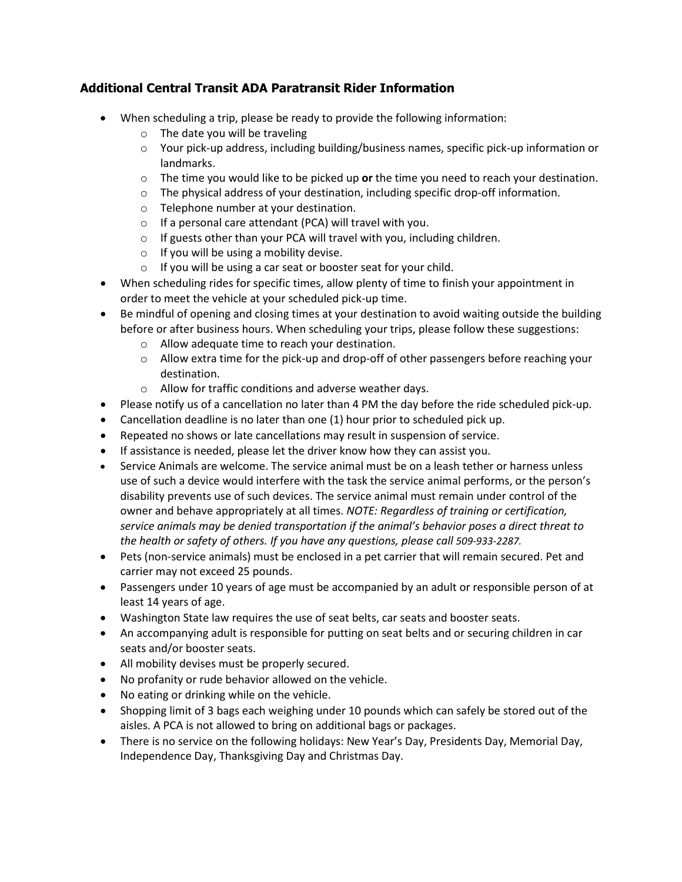### Additional Central Transit ADA Paratransit Rider Information

- When scheduling a trip, please be ready to provide the following information:
  - The date you will be traveling
  - Your pick-up address, including building/business names, specific pick-up information or landmarks.
  - The time you would like to be picked up **or** the time you need to reach your destination.
  - The physical address of your destination, including specific drop-off information.
  - Telephone number at your destination.
  - If a personal care attendant (PCA) will travel with you.
  - If guests other than your PCA will travel with you, including children.
  - If you will be using a mobility devise.
  - If you will be using a car seat or booster seat for your child.
- When scheduling rides for specific times, allow plenty of time to finish your appointment in order to meet the vehicle at your scheduled pick-up time.
- Be mindful of opening and closing times at your destination to avoid waiting outside the building before or after business hours. When scheduling your trips, please follow these suggestions:
  - Allow adequate time to reach your destination.
  - Allow extra time for the pick-up and drop-off of other passengers before reaching your destination.
  - Allow for traffic conditions and adverse weather days.
- Please notify us of a cancellation no later than 4 PM the day before the ride scheduled pick-up.
- Cancellation deadline is no later than one (1) hour prior to scheduled pick up.
- Repeated no shows or late cancellations may result in suspension of service.
- If assistance is needed, please let the driver know how they can assist you.
- Service Animals are welcome. The service animal must be on a leash tether or harness unless use of such a device would interfere with the task the service animal performs, or the person's disability prevents use of such devices. The service animal must remain under control of the owner and behave appropriately at all times. *NOTE: Regardless of training or certification, service animals may be denied transportation if the animal's behavior poses a direct threat to the health or safety of others. If you have any questions, please call 509-933-2287.*
- Pets (non-service animals) must be enclosed in a pet carrier that will remain secured. Pet and carrier may not exceed 25 pounds.
- Passengers under 10 years of age must be accompanied by an adult or responsible person of at least 14 years of age.
- Washington State law requires the use of seat belts, car seats and booster seats.
- An accompanying adult is responsible for putting on seat belts and or securing children in car seats and/or booster seats.
- All mobility devises must be properly secured.
- No profanity or rude behavior allowed on the vehicle.
- No eating or drinking while on the vehicle.
- Shopping limit of 3 bags each weighing under 10 pounds which can safely be stored out of the aisles. A PCA is not allowed to bring on additional bags or packages.
- There is no service on the following holidays: New Year's Day, Presidents Day, Memorial Day, Independence Day, Thanksgiving Day and Christmas Day.